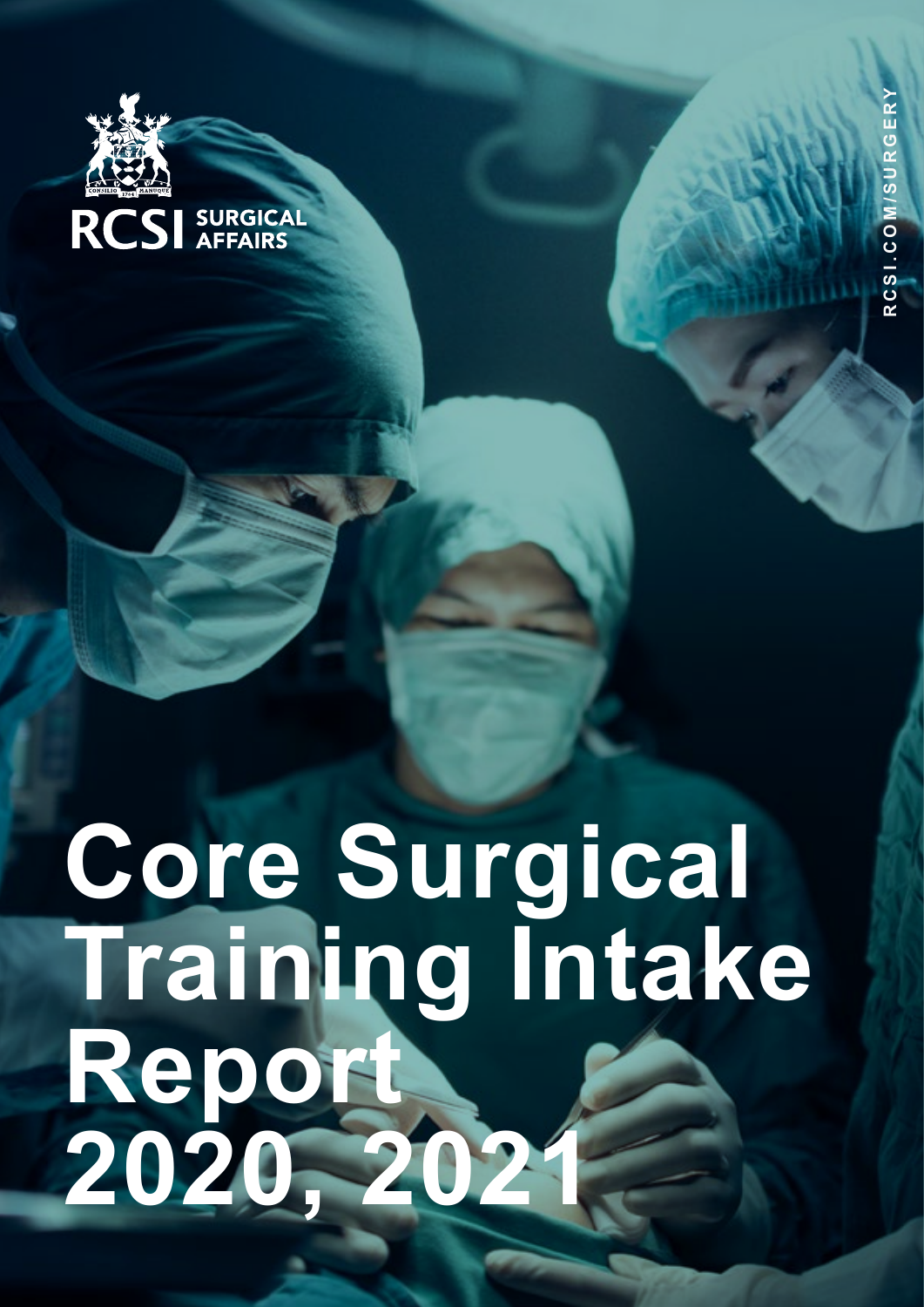RCSI SURGICAL AFFAIRS

RCSI.COM/SURGERY

# Core Surgical Training Intake Report 2020, 2021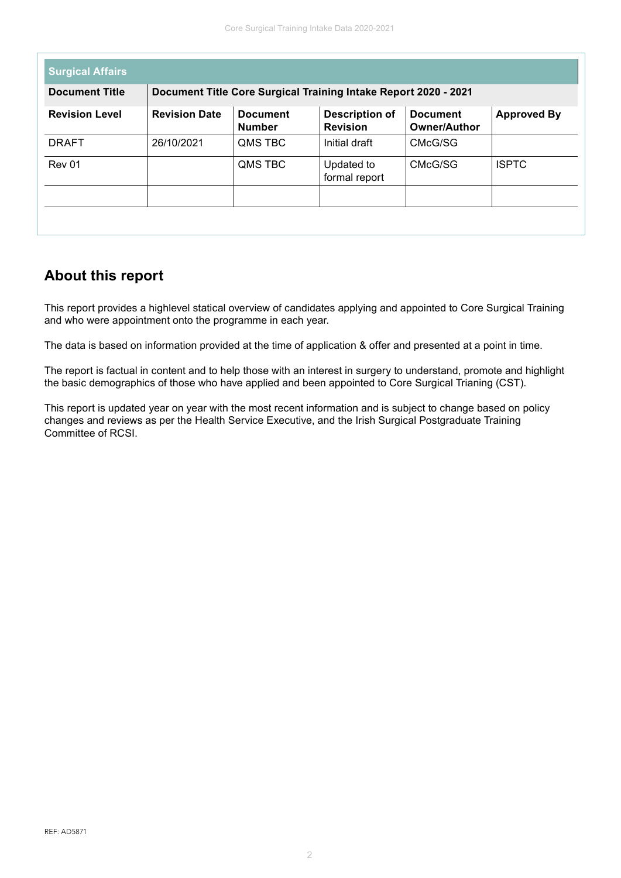| Surgical Affairs | | | | | |
|---|---|---|---|---|---|
| **Document Title** | **Document Title Core Surgical Training Intake Report 2020 - 2021** | | | | |
| **Revision Level** | **Revision Date** | **Document Number** | **Description of Revision** | **Document Owner/Author** | **Approved By** |
| DRAFT | 26/10/2021 | QMS TBC | Initial draft | CMcG/SG | |
| Rev 01 | | QMS TBC | Updated to formal report | CMcG/SG | ISPTC |
| | | | | | |

## About this report

This report provides a highlevel statical overview of candidates applying and appointed to Core Surgical Training and who were appointment onto the programme in each year.

The data is based on information provided at the time of application & offer and presented at a point in time.

The report is factual in content and to help those with an interest in surgery to understand, promote and highlight the basic demographics of those who have applied and been appointed to Core Surgical Trianing (CST).

This report is updated year on year with the most recent information and is subject to change based on policy changes and reviews as per the Health Service Executive, and the Irish Surgical Postgraduate Training Committee of RCSI.

REF: AD5871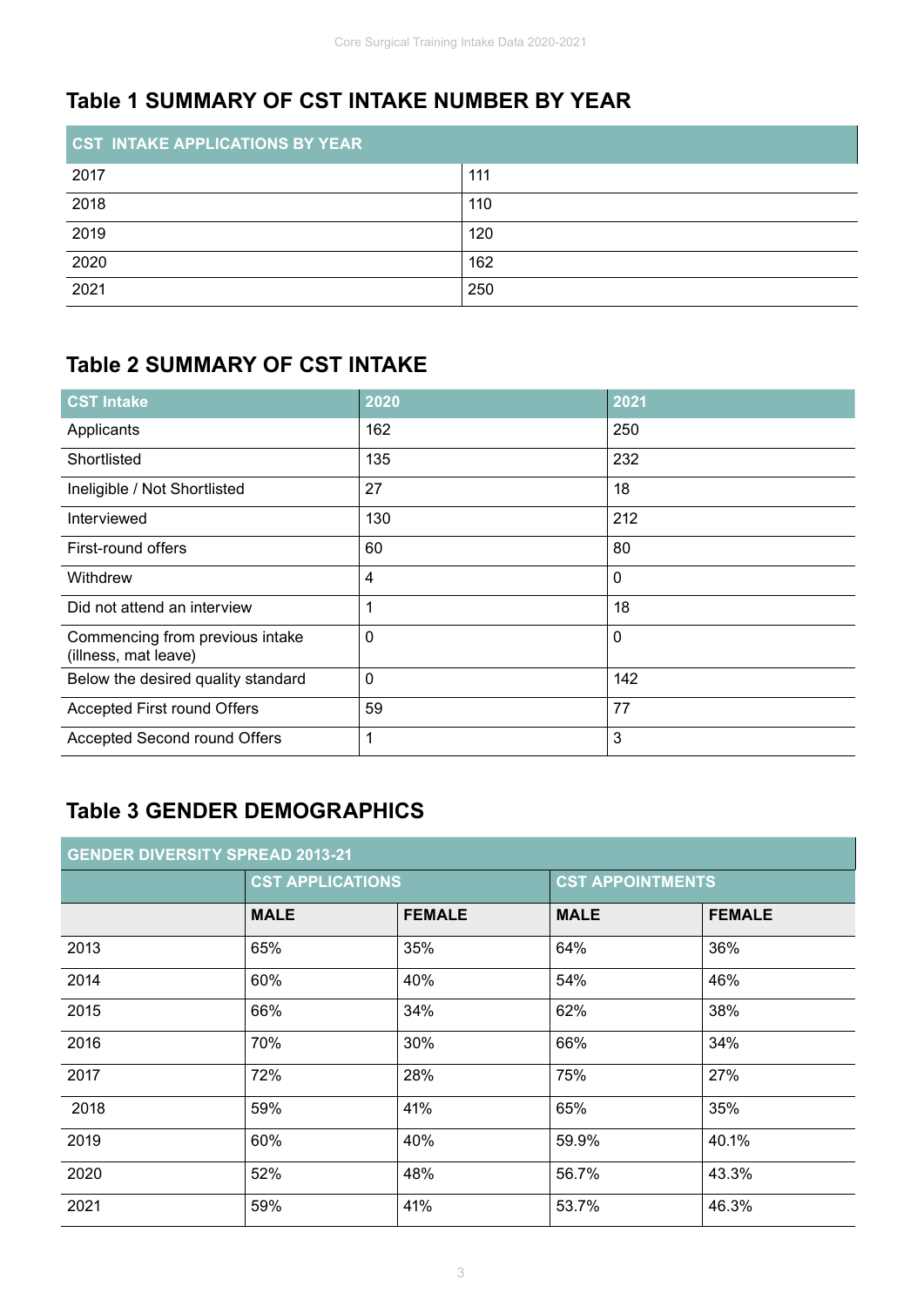## Table 1 SUMMARY OF CST INTAKE NUMBER BY YEAR

| CST INTAKE APPLICATIONS BY YEAR | |
|---|---|
| 2017 | 111 |
| 2018 | 110 |
| 2019 | 120 |
| 2020 | 162 |
| 2021 | 250 |

## Table 2 SUMMARY OF CST INTAKE

| CST Intake | 2020 | 2021 |
|---|---|---|
| Applicants | 162 | 250 |
| Shortlisted | 135 | 232 |
| Ineligible / Not Shortlisted | 27 | 18 |
| Interviewed | 130 | 212 |
| First-round offers | 60 | 80 |
| Withdrew | 4 | 0 |
| Did not attend an interview | 1 | 18 |
| Commencing from previous intake (illness, mat leave) | 0 | 0 |
| Below the desired quality standard | 0 | 142 |
| Accepted First round Offers | 59 | 77 |
| Accepted Second round Offers | 1 | 3 |

## Table 3 GENDER DEMOGRAPHICS

| GENDER DIVERSITY SPREAD 2013-21 | | | | |
|---|---|---|---|---|
| | CST APPLICATIONS | | CST APPOINTMENTS | |
| | MALE | FEMALE | MALE | FEMALE |
| 2013 | 65% | 35% | 64% | 36% |
| 2014 | 60% | 40% | 54% | 46% |
| 2015 | 66% | 34% | 62% | 38% |
| 2016 | 70% | 30% | 66% | 34% |
| 2017 | 72% | 28% | 75% | 27% |
| 2018 | 59% | 41% | 65% | 35% |
| 2019 | 60% | 40% | 59.9% | 40.1% |
| 2020 | 52% | 48% | 56.7% | 43.3% |
| 2021 | 59% | 41% | 53.7% | 46.3% |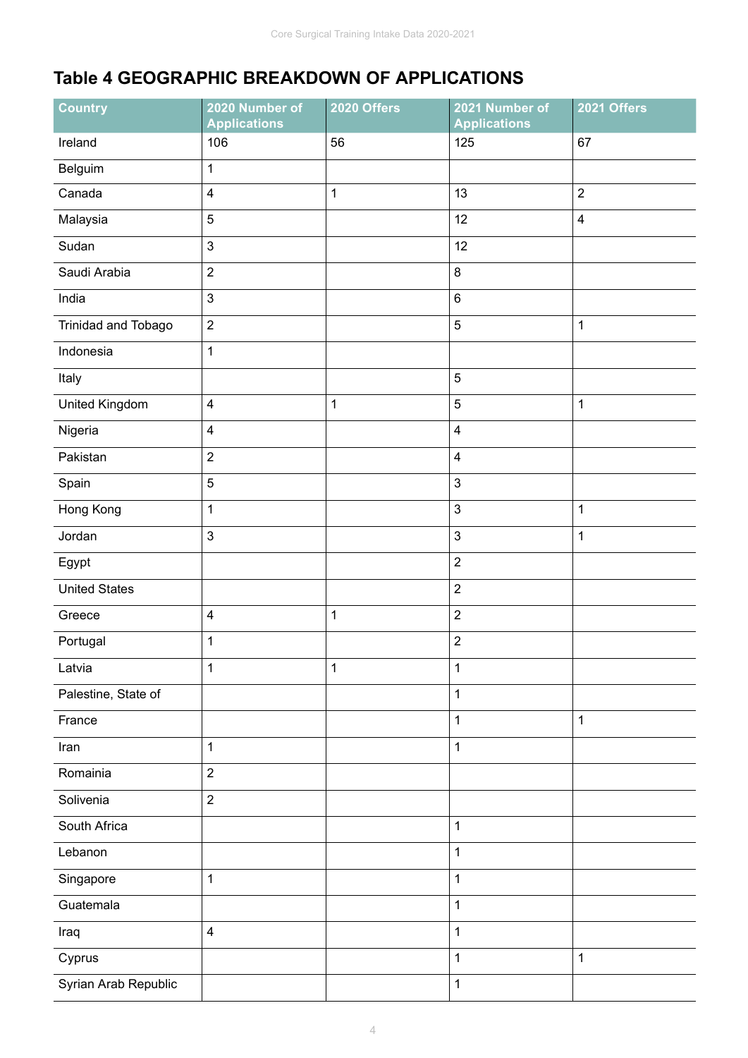# Table 4 GEOGRAPHIC BREAKDOWN OF APPLICATIONS

| Country | 2020 Number of Applications | 2020 Offers | 2021 Number of Applications | 2021 Offers |
|---|---|---|---|---|
| Ireland | 106 | 56 | 125 | 67 |
| Belguim | 1 | | | |
| Canada | 4 | 1 | 13 | 2 |
| Malaysia | 5 | | 12 | 4 |
| Sudan | 3 | | 12 | |
| Saudi Arabia | 2 | | 8 | |
| India | 3 | | 6 | |
| Trinidad and Tobago | 2 | | 5 | 1 |
| Indonesia | 1 | | | |
| Italy | | | 5 | |
| United Kingdom | 4 | 1 | 5 | 1 |
| Nigeria | 4 | | 4 | |
| Pakistan | 2 | | 4 | |
| Spain | 5 | | 3 | |
| Hong Kong | 1 | | 3 | 1 |
| Jordan | 3 | | 3 | 1 |
| Egypt | | | 2 | |
| United States | | | 2 | |
| Greece | 4 | 1 | 2 | |
| Portugal | 1 | | 2 | |
| Latvia | 1 | 1 | 1 | |
| Palestine, State of | | | 1 | |
| France | | | 1 | 1 |
| Iran | 1 | | 1 | |
| Romainia | 2 | | | |
| Solivenia | 2 | | | |
| South Africa | | | 1 | |
| Lebanon | | | 1 | |
| Singapore | 1 | | 1 | |
| Guatemala | | | 1 | |
| Iraq | 4 | | 1 | |
| Cyprus | | | 1 | 1 |
| Syrian Arab Republic | | | 1 | |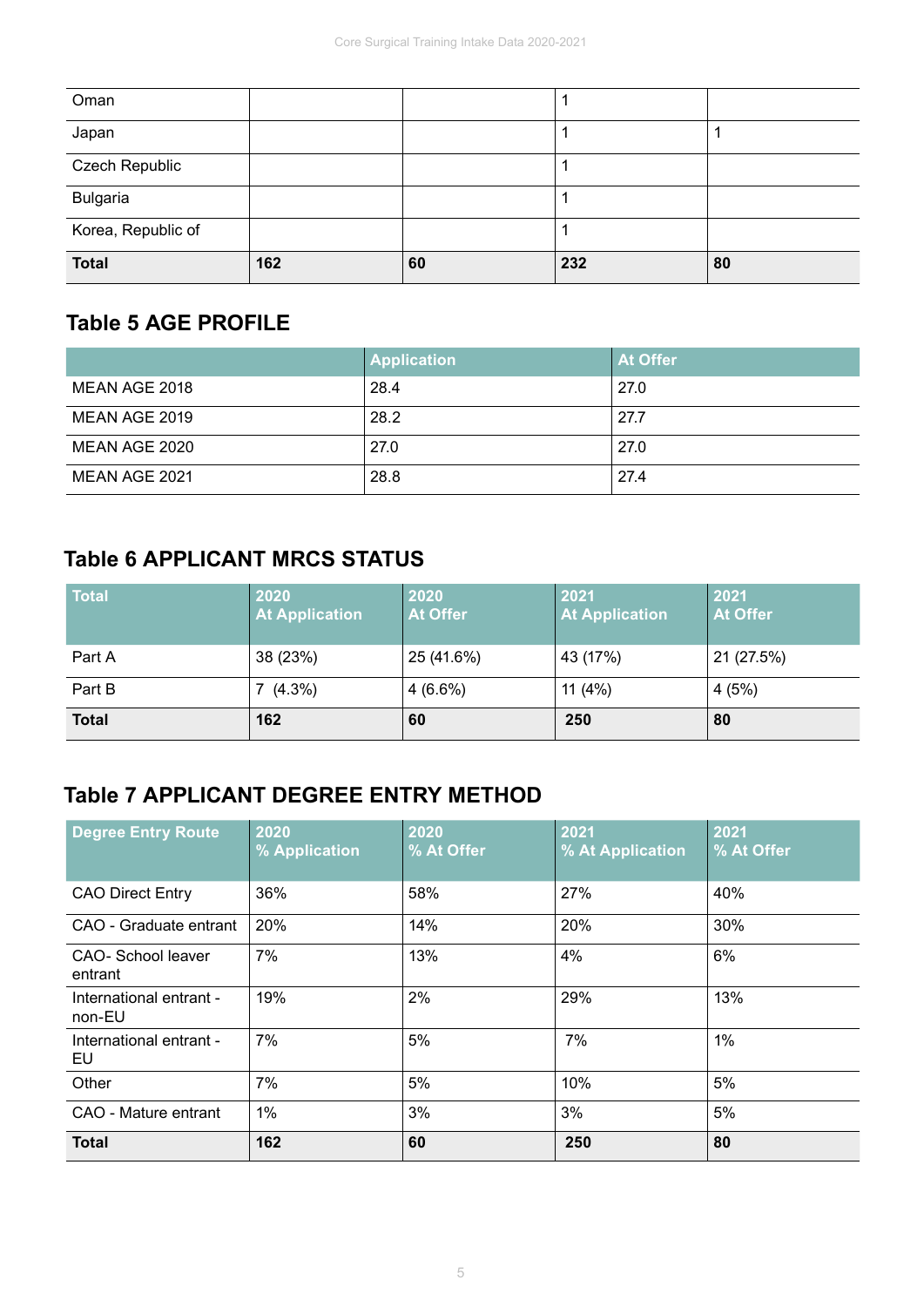| | | | | |
|---|---|---|---|---|
| Oman | | | 1 | |
| Japan | | | 1 | 1 |
| Czech Republic | | | 1 | |
| Bulgaria | | | 1 | |
| Korea, Republic of | | | 1 | |
| **Total** | **162** | **60** | **232** | **80** |

## Table 5 AGE PROFILE

| | Application | At Offer |
|---|---|---|
| MEAN AGE 2018 | 28.4 | 27.0 |
| MEAN AGE 2019 | 28.2 | 27.7 |
| MEAN AGE 2020 | 27.0 | 27.0 |
| MEAN AGE 2021 | 28.8 | 27.4 |

## Table 6 APPLICANT MRCS STATUS

| Total | 2020 At Application | 2020 At Offer | 2021 At Application | 2021 At Offer |
|---|---|---|---|---|
| Part A | 38 (23%) | 25 (41.6%) | 43 (17%) | 21 (27.5%) |
| Part B | 7 (4.3%) | 4 (6.6%) | 11 (4%) | 4 (5%) |
| **Total** | **162** | **60** | **250** | **80** |

## Table 7 APPLICANT DEGREE ENTRY METHOD

| Degree Entry Route | 2020 % Application | 2020 % At Offer | 2021 % At Application | 2021 % At Offer |
|---|---|---|---|---|
| CAO Direct Entry | 36% | 58% | 27% | 40% |
| CAO - Graduate entrant | 20% | 14% | 20% | 30% |
| CAO- School leaver entrant | 7% | 13% | 4% | 6% |
| International entrant - non-EU | 19% | 2% | 29% | 13% |
| International entrant - EU | 7% | 5% | 7% | 1% |
| Other | 7% | 5% | 10% | 5% |
| CAO - Mature entrant | 1% | 3% | 3% | 5% |
| **Total** | **162** | **60** | **250** | **80** |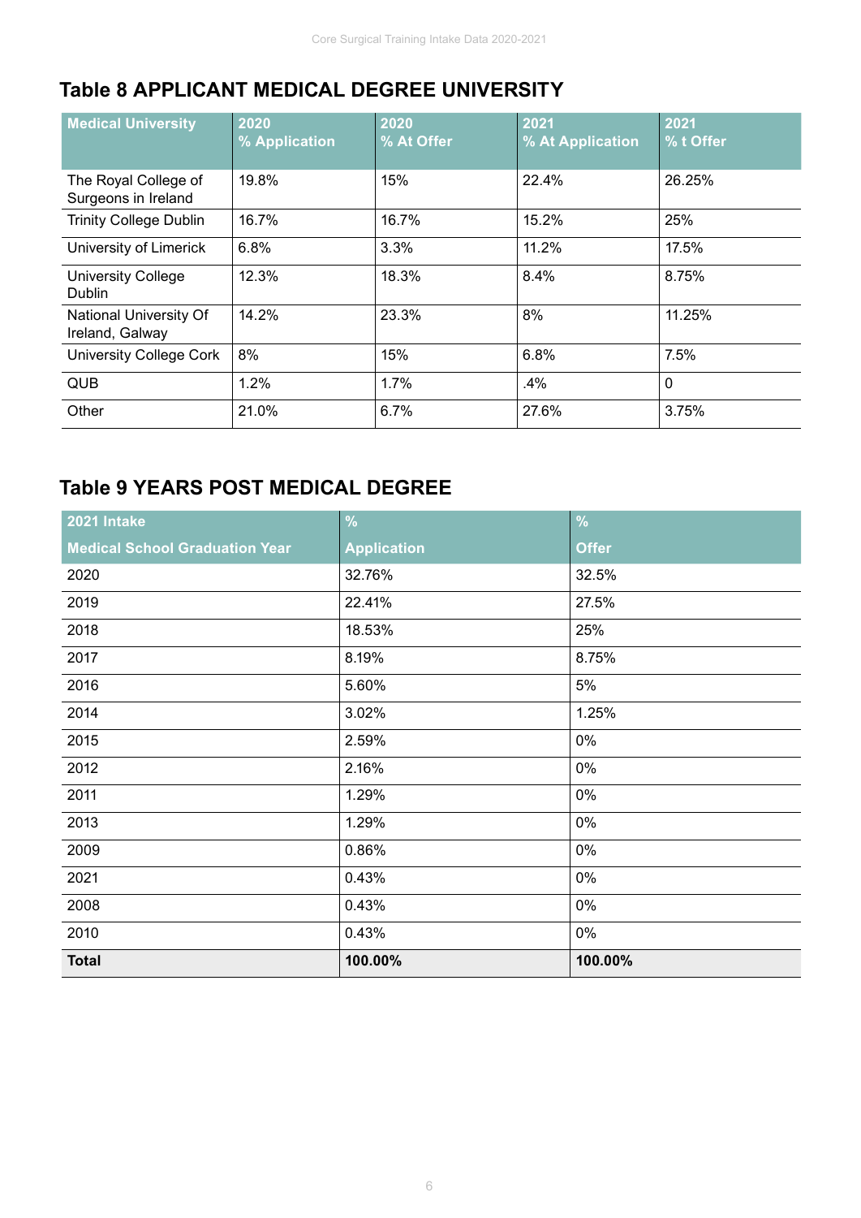## Table 8 APPLICANT MEDICAL DEGREE UNIVERSITY

| Medical University | 2020 % Application | 2020 % At Offer | 2021 % At Application | 2021 % t Offer |
|---|---|---|---|---|
| The Royal College of Surgeons in Ireland | 19.8% | 15% | 22.4% | 26.25% |
| Trinity College Dublin | 16.7% | 16.7% | 15.2% | 25% |
| University of Limerick | 6.8% | 3.3% | 11.2% | 17.5% |
| University College Dublin | 12.3% | 18.3% | 8.4% | 8.75% |
| National University Of Ireland, Galway | 14.2% | 23.3% | 8% | 11.25% |
| University College Cork | 8% | 15% | 6.8% | 7.5% |
| QUB | 1.2% | 1.7% | .4% | 0 |
| Other | 21.0% | 6.7% | 27.6% | 3.75% |

## Table 9 YEARS POST MEDICAL DEGREE

| 2021 Intake Medical School Graduation Year | % Application | % Offer |
|---|---|---|
| 2020 | 32.76% | 32.5% |
| 2019 | 22.41% | 27.5% |
| 2018 | 18.53% | 25% |
| 2017 | 8.19% | 8.75% |
| 2016 | 5.60% | 5% |
| 2014 | 3.02% | 1.25% |
| 2015 | 2.59% | 0% |
| 2012 | 2.16% | 0% |
| 2011 | 1.29% | 0% |
| 2013 | 1.29% | 0% |
| 2009 | 0.86% | 0% |
| 2021 | 0.43% | 0% |
| 2008 | 0.43% | 0% |
| 2010 | 0.43% | 0% |
| **Total** | **100.00%** | **100.00%** |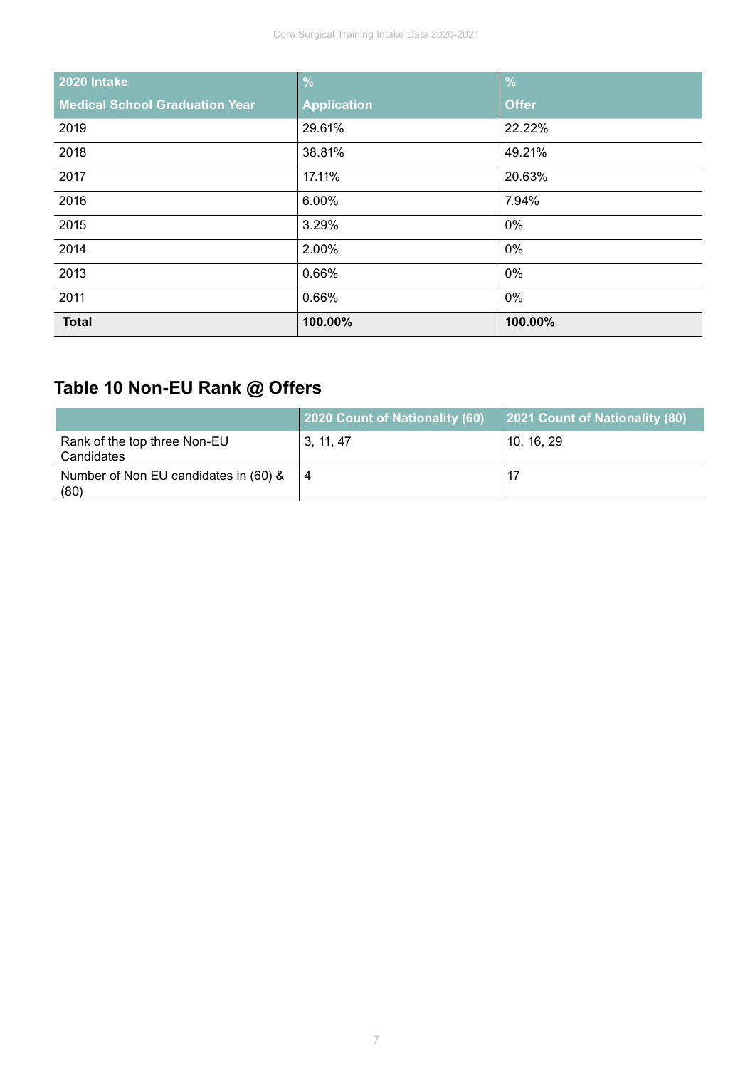| 2020 Intake<br>Medical School Graduation Year | %<br>Application | %<br>Offer |
|---|---|---|
| 2019 | 29.61% | 22.22% |
| 2018 | 38.81% | 49.21% |
| 2017 | 17.11% | 20.63% |
| 2016 | 6.00% | 7.94% |
| 2015 | 3.29% | 0% |
| 2014 | 2.00% | 0% |
| 2013 | 0.66% | 0% |
| 2011 | 0.66% | 0% |
| **Total** | **100.00%** | **100.00%** |

## Table 10 Non-EU Rank @ Offers

| | 2020 Count of Nationality (60) | 2021 Count of Nationality (80) |
|---|---|---|
| Rank of the top three Non-EU Candidates | 3, 11, 47 | 10, 16, 29 |
| Number of Non EU candidates in (60) & (80) | 4 | 17 |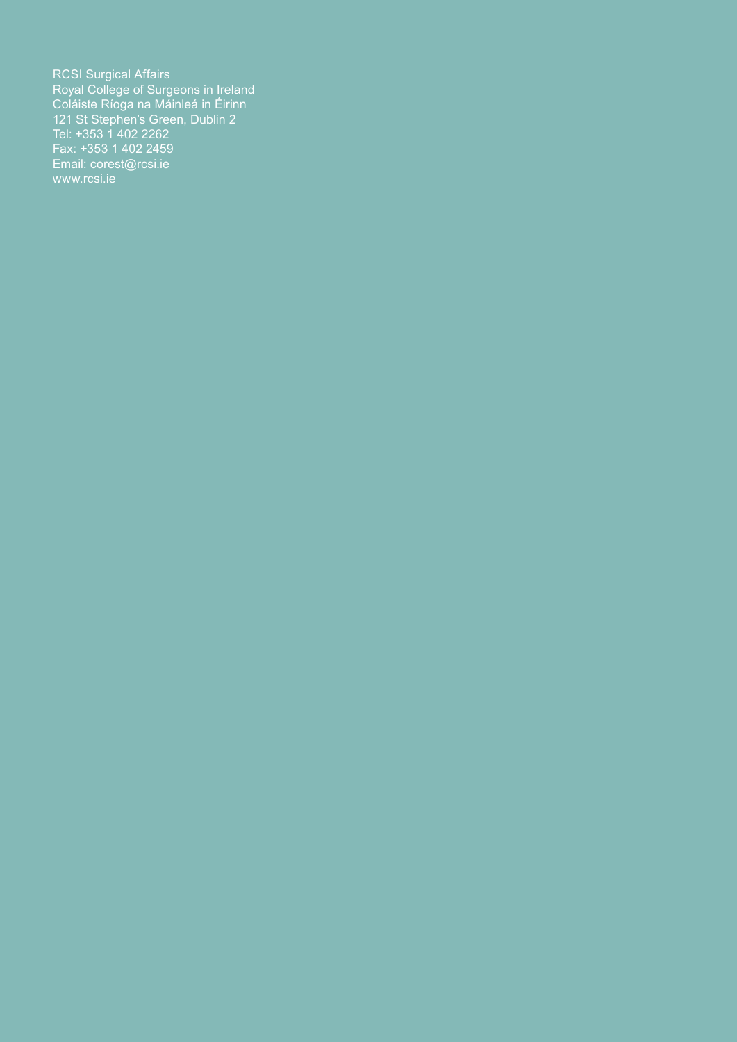RCSI Surgical Affairs
Royal College of Surgeons in Ireland
Coláiste Ríoga na Máinleá in Éirinn
121 St Stephen's Green, Dublin 2
Tel: +353 1 402 2262
Fax: +353 1 402 2459
Email: corest@rcsi.ie
www.rcsi.ie